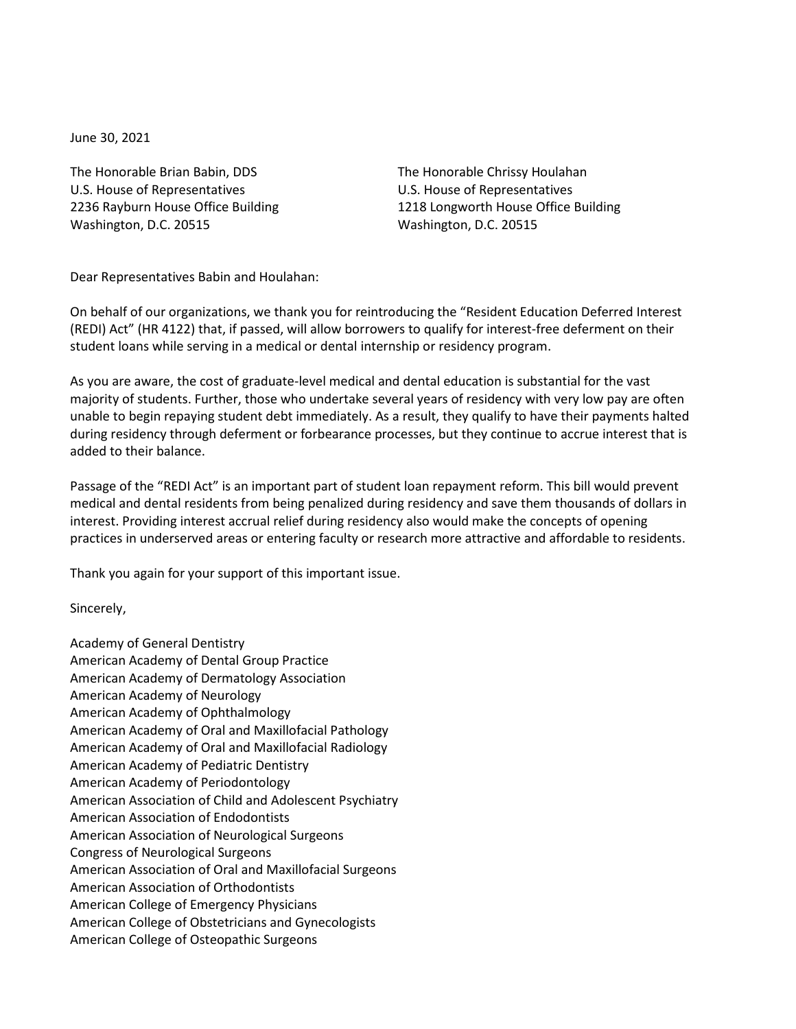June 30, 2021

The Honorable Brian Babin, DDS
U.S. House of Representatives
2236 Rayburn House Office Building
Washington, D.C. 20515

The Honorable Chrissy Houlahan
U.S. House of Representatives
1218 Longworth House Office Building
Washington, D.C. 20515

Dear Representatives Babin and Houlahan:

On behalf of our organizations, we thank you for reintroducing the "Resident Education Deferred Interest (REDI) Act" (HR 4122) that, if passed, will allow borrowers to qualify for interest-free deferment on their student loans while serving in a medical or dental internship or residency program.

As you are aware, the cost of graduate-level medical and dental education is substantial for the vast majority of students. Further, those who undertake several years of residency with very low pay are often unable to begin repaying student debt immediately. As a result, they qualify to have their payments halted during residency through deferment or forbearance processes, but they continue to accrue interest that is added to their balance.

Passage of the "REDI Act" is an important part of student loan repayment reform. This bill would prevent medical and dental residents from being penalized during residency and save them thousands of dollars in interest. Providing interest accrual relief during residency also would make the concepts of opening practices in underserved areas or entering faculty or research more attractive and affordable to residents.

Thank you again for your support of this important issue.

Sincerely,

Academy of General Dentistry
American Academy of Dental Group Practice
American Academy of Dermatology Association
American Academy of Neurology
American Academy of Ophthalmology
American Academy of Oral and Maxillofacial Pathology
American Academy of Oral and Maxillofacial Radiology
American Academy of Pediatric Dentistry
American Academy of Periodontology
American Association of Child and Adolescent Psychiatry
American Association of Endodontists
American Association of Neurological Surgeons
Congress of Neurological Surgeons
American Association of Oral and Maxillofacial Surgeons
American Association of Orthodontists
American College of Emergency Physicians
American College of Obstetricians and Gynecologists
American College of Osteopathic Surgeons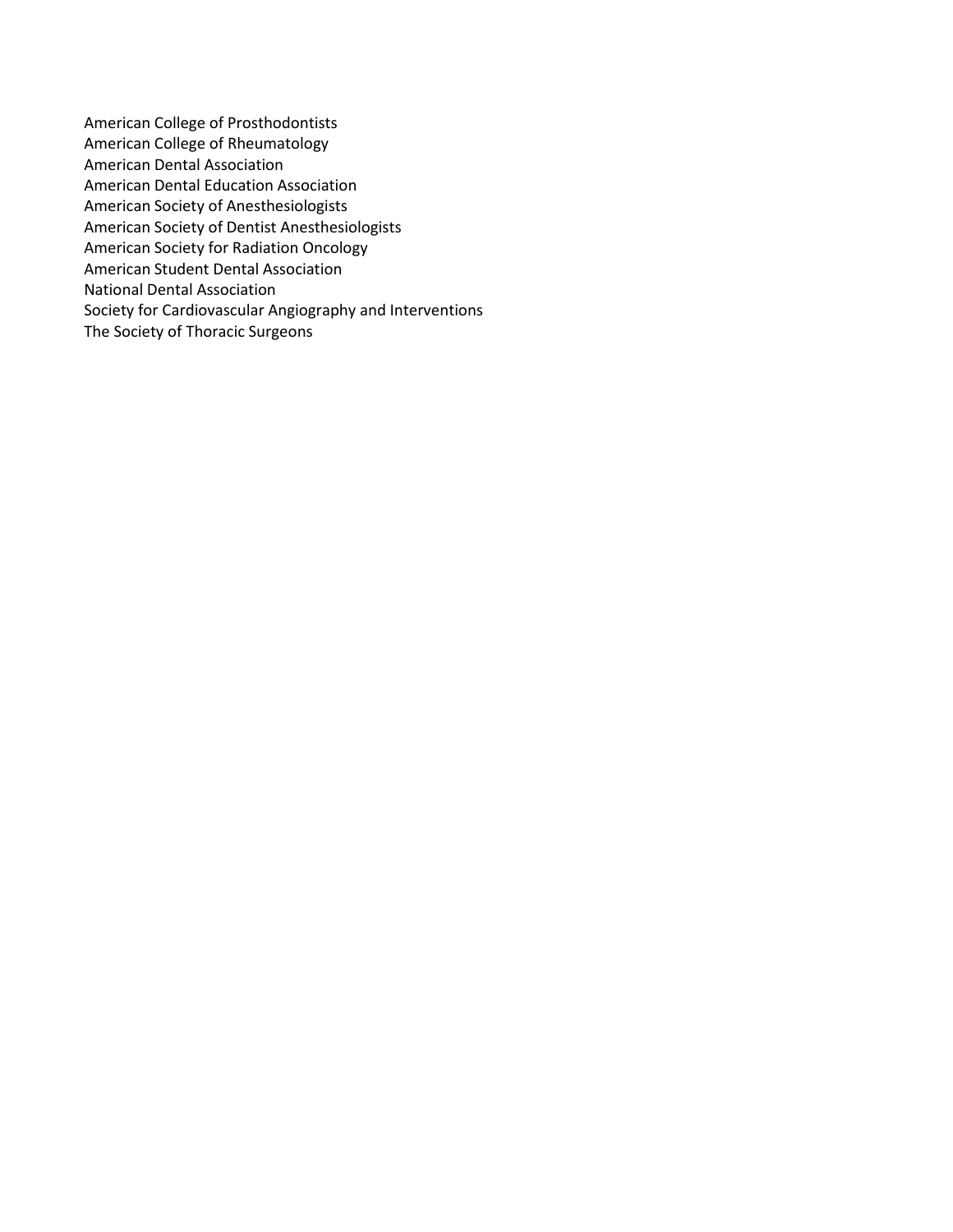American College of Prosthodontists
American College of Rheumatology
American Dental Association
American Dental Education Association
American Society of Anesthesiologists
American Society of Dentist Anesthesiologists
American Society for Radiation Oncology
American Student Dental Association
National Dental Association
Society for Cardiovascular Angiography and Interventions
The Society of Thoracic Surgeons